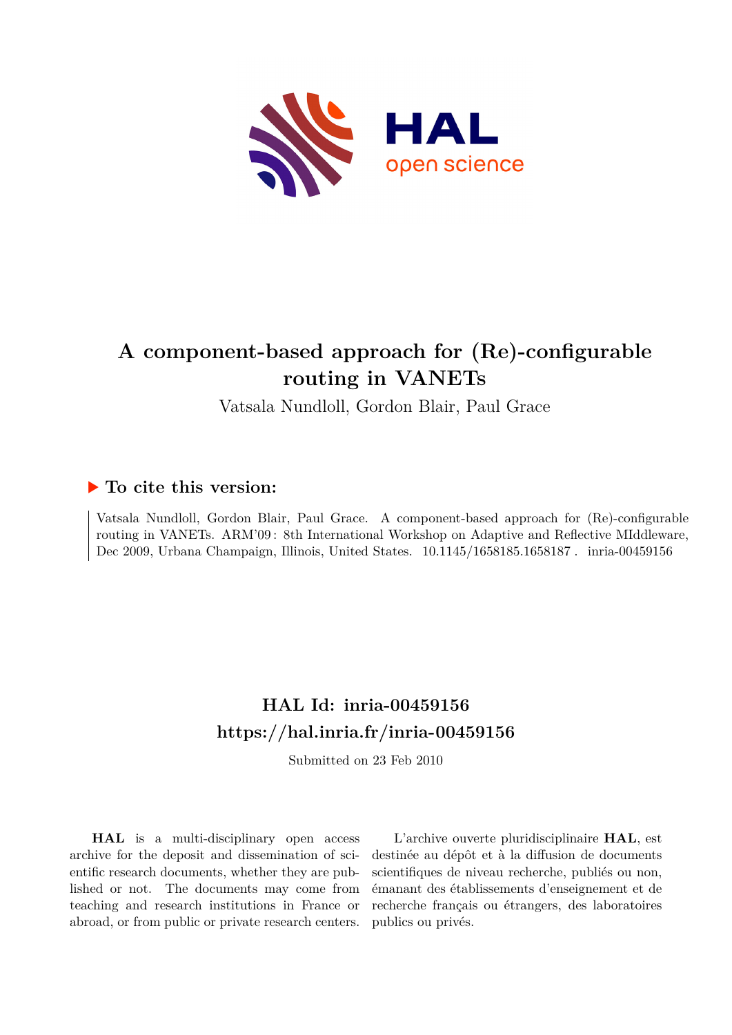# A component-based approach for (Re)-configurable routing in VANETs

Vatsala Nundloll, Gordon Blair, Paul Grace

## ▶ To cite this version:

Vatsala Nundloll, Gordon Blair, Paul Grace. A component-based approach for (Re)-configurable routing in VANETs. ARM'09 : 8th International Workshop on Adaptive and Reflective MIddleware, Dec 2009, Urbana Champaign, Illinois, United States. 10.1145/1658185.1658187 . inria-00459156

## HAL Id: inria-00459156
## https://hal.inria.fr/inria-00459156

Submitted on 23 Feb 2010

**HAL** is a multi-disciplinary open access archive for the deposit and dissemination of scientific research documents, whether they are published or not. The documents may come from teaching and research institutions in France or abroad, or from public or private research centers.

L'archive ouverte pluridisciplinaire **HAL**, est destinée au dépôt et à la diffusion de documents scientifiques de niveau recherche, publiés ou non, émanant des établissements d'enseignement et de recherche français ou étrangers, des laboratoires publics ou privés.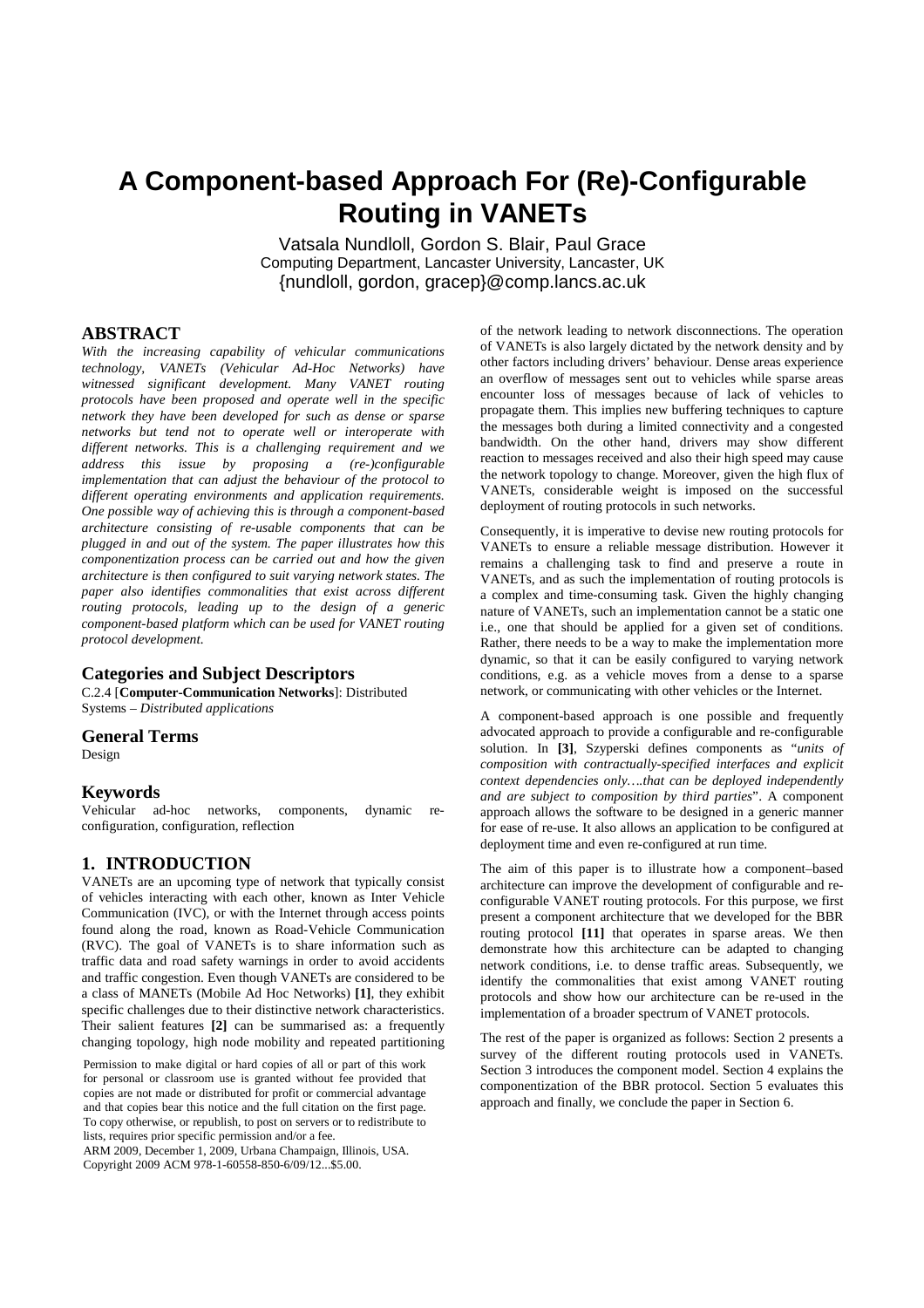# A Component-based Approach For (Re)-Configurable Routing in VANETs

Vatsala Nundloll, Gordon S. Blair, Paul Grace
Computing Department, Lancaster University, Lancaster, UK
{nundloll, gordon, gracep}@comp.lancs.ac.uk

## ABSTRACT

*With the increasing capability of vehicular communications technology, VANETs (Vehicular Ad-Hoc Networks) have witnessed significant development. Many VANET routing protocols have been proposed and operate well in the specific network they have been developed for such as dense or sparse networks but tend not to operate well or interoperate with different networks. This is a challenging requirement and we address this issue by proposing a (re-)configurable implementation that can adjust the behaviour of the protocol to different operating environments and application requirements. One possible way of achieving this is through a component-based architecture consisting of re-usable components that can be plugged in and out of the system. The paper illustrates how this componentization process can be carried out and how the given architecture is then configured to suit varying network states. The paper also identifies commonalities that exist across different routing protocols, leading up to the design of a generic component-based platform which can be used for VANET routing protocol development.*

### Categories and Subject Descriptors

C.2.4 [**Computer-Communication Networks**]: Distributed Systems – *Distributed applications*

### General Terms

Design

### Keywords

Vehicular ad-hoc networks, components, dynamic re-configuration, configuration, reflection

## 1. INTRODUCTION

VANETs are an upcoming type of network that typically consist of vehicles interacting with each other, known as Inter Vehicle Communication (IVC), or with the Internet through access points found along the road, known as Road-Vehicle Communication (RVC). The goal of VANETs is to share information such as traffic data and road safety warnings in order to avoid accidents and traffic congestion. Even though VANETs are considered to be a class of MANETs (Mobile Ad Hoc Networks) **[1]**, they exhibit specific challenges due to their distinctive network characteristics. Their salient features **[2]** can be summarised as: a frequently changing topology, high node mobility and repeated partitioning of the network leading to network disconnections. The operation of VANETs is also largely dictated by the network density and by other factors including drivers' behaviour. Dense areas experience an overflow of messages sent out to vehicles while sparse areas encounter loss of messages because of lack of vehicles to propagate them. This implies new buffering techniques to capture the messages both during a limited connectivity and a congested bandwidth. On the other hand, drivers may show different reaction to messages received and also their high speed may cause the network topology to change. Moreover, given the high flux of VANETs, considerable weight is imposed on the successful deployment of routing protocols in such networks.

Consequently, it is imperative to devise new routing protocols for VANETs to ensure a reliable message distribution. However it remains a challenging task to find and preserve a route in VANETs, and as such the implementation of routing protocols is a complex and time-consuming task. Given the highly changing nature of VANETs, such an implementation cannot be a static one i.e., one that should be applied for a given set of conditions. Rather, there needs to be a way to make the implementation more dynamic, so that it can be easily configured to varying network conditions, e.g. as a vehicle moves from a dense to a sparse network, or communicating with other vehicles or the Internet.

A component-based approach is one possible and frequently advocated approach to provide a configurable and re-configurable solution. In **[3]**, Szyperski defines components as "*units of composition with contractually-specified interfaces and explicit context dependencies only….that can be deployed independently and are subject to composition by third parties*". A component approach allows the software to be designed in a generic manner for ease of re-use. It also allows an application to be configured at deployment time and even re-configured at run time.

The aim of this paper is to illustrate how a component–based architecture can improve the development of configurable and re-configurable VANET routing protocols. For this purpose, we first present a component architecture that we developed for the BBR routing protocol **[11]** that operates in sparse areas. We then demonstrate how this architecture can be adapted to changing network conditions, i.e. to dense traffic areas. Subsequently, we identify the commonalities that exist among VANET routing protocols and show how our architecture can be re-used in the implementation of a broader spectrum of VANET protocols.

The rest of the paper is organized as follows: Section 2 presents a survey of the different routing protocols used in VANETs. Section 3 introduces the component model. Section 4 explains the componentization of the BBR protocol. Section 5 evaluates this approach and finally, we conclude the paper in Section 6.

Permission to make digital or hard copies of all or part of this work for personal or classroom use is granted without fee provided that copies are not made or distributed for profit or commercial advantage and that copies bear this notice and the full citation on the first page. To copy otherwise, or republish, to post on servers or to redistribute to lists, requires prior specific permission and/or a fee.
ARM 2009, December 1, 2009, Urbana Champaign, Illinois, USA.
Copyright 2009 ACM 978-1-60558-850-6/09/12...$5.00.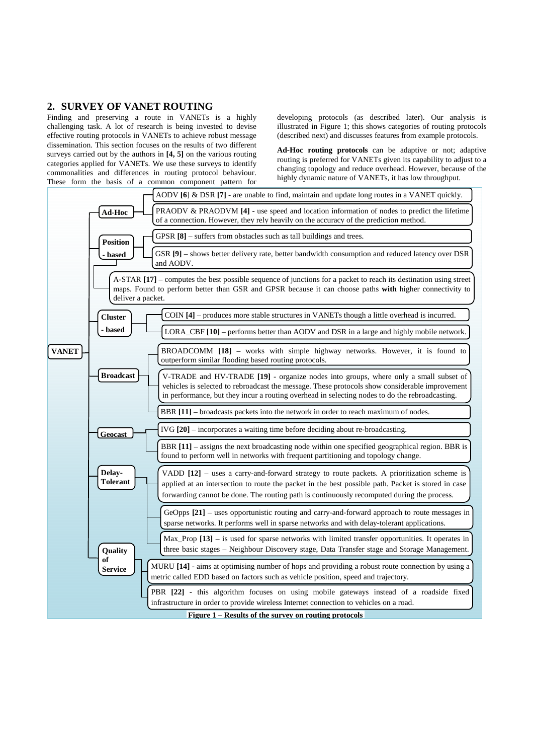## 2. SURVEY OF VANET ROUTING

Finding and preserving a route in VANETs is a highly challenging task. A lot of research is being invested to devise effective routing protocols in VANETs to achieve robust message dissemination. This section focuses on the results of two different surveys carried out by the authors in **[4, 5]** on the various routing categories applied for VANETs. We use these surveys to identify commonalities and differences in routing protocol behaviour. These form the basis of a common component pattern for developing protocols (as described later). Our analysis is illustrated in Figure 1; this shows categories of routing protocols (described next) and discusses features from example protocols.

**Ad-Hoc routing protocols** can be adaptive or not; adaptive routing is preferred for VANETs given its capability to adjust to a changing topology and reduce overhead. However, because of the highly dynamic nature of VANETs, it has low throughput.

**VANET**

- **Ad-Hoc**
  - AODV **[6]** & DSR **[7]** - are unable to find, maintain and update long routes in a VANET quickly.
  - PRAODV & PRAODVM **[4]** - use speed and location information of nodes to predict the lifetime of a connection. However, they rely heavily on the accuracy of the prediction method.
- **Position - based**
  - GPSR **[8]** – suffers from obstacles such as tall buildings and trees.
  - GSR **[9]** – shows better delivery rate, better bandwidth consumption and reduced latency over DSR and AODV.
  - A-STAR **[17]** – computes the best possible sequence of junctions for a packet to reach its destination using street maps. Found to perform better than GSR and GPSR because it can choose paths **with** higher connectivity to deliver a packet.
- **Cluster - based**
  - COIN **[4]** – produces more stable structures in VANETs though a little overhead is incurred.
  - LORA_CBF **[10]** – performs better than AODV and DSR in a large and highly mobile network.
- **Broadcast**
  - BROADCOMM **[18]** – works with simple highway networks. However, it is found to outperform similar flooding based routing protocols.
  - V-TRADE and HV-TRADE **[19]** - organize nodes into groups, where only a small subset of vehicles is selected to rebroadcast the message. These protocols show considerable improvement in performance, but they incur a routing overhead in selecting nodes to do the rebroadcasting.
  - BBR **[11]** – broadcasts packets into the network in order to reach maximum of nodes.
- **Geocast**
  - IVG **[20]** – incorporates a waiting time before deciding about re-broadcasting.
  - BBR **[11]** – assigns the next broadcasting node within one specified geographical region. BBR is found to perform well in networks with frequent partitioning and topology change.
- **Delay-Tolerant**
  - VADD **[12]** – uses a carry-and-forward strategy to route packets. A prioritization scheme is applied at an intersection to route the packet in the best possible path. Packet is stored in case forwarding cannot be done. The routing path is continuously recomputed during the process.
  - GeOpps **[21]** – uses opportunistic routing and carry-and-forward approach to route messages in sparse networks. It performs well in sparse networks and with delay-tolerant applications.
  - Max_Prop **[13]** – is used for sparse networks with limited transfer opportunities. It operates in three basic stages – Neighbour Discovery stage, Data Transfer stage and Storage Management.
- **Quality of Service**
  - MURU **[14]** - aims at optimising number of hops and providing a robust route connection by using a metric called EDD based on factors such as vehicle position, speed and trajectory.
  - PBR **[22]** - this algorithm focuses on using mobile gateways instead of a roadside fixed infrastructure in order to provide wireless Internet connection to vehicles on a road.

**Figure 1 – Results of the survey on routing protocols**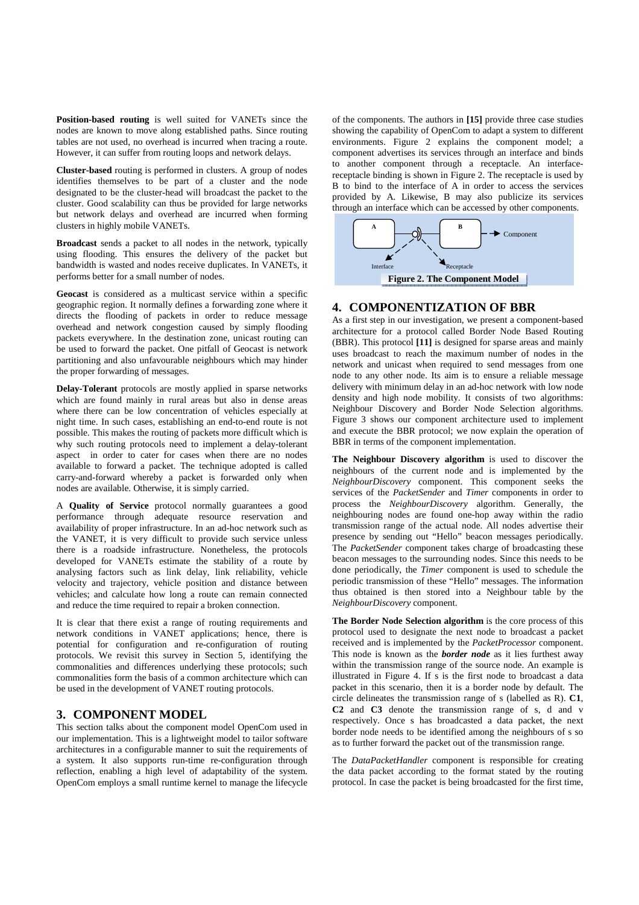**Position-based routing** is well suited for VANETs since the nodes are known to move along established paths. Since routing tables are not used, no overhead is incurred when tracing a route. However, it can suffer from routing loops and network delays.

**Cluster-based** routing is performed in clusters. A group of nodes identifies themselves to be part of a cluster and the node designated to be the cluster-head will broadcast the packet to the cluster. Good scalability can thus be provided for large networks but network delays and overhead are incurred when forming clusters in highly mobile VANETs.

**Broadcast** sends a packet to all nodes in the network, typically using flooding. This ensures the delivery of the packet but bandwidth is wasted and nodes receive duplicates. In VANETs, it performs better for a small number of nodes.

**Geocast** is considered as a multicast service within a specific geographic region. It normally defines a forwarding zone where it directs the flooding of packets in order to reduce message overhead and network congestion caused by simply flooding packets everywhere. In the destination zone, unicast routing can be used to forward the packet. One pitfall of Geocast is network partitioning and also unfavourable neighbours which may hinder the proper forwarding of messages.

**Delay-Tolerant** protocols are mostly applied in sparse networks which are found mainly in rural areas but also in dense areas where there can be low concentration of vehicles especially at night time. In such cases, establishing an end-to-end route is not possible. This makes the routing of packets more difficult which is why such routing protocols need to implement a delay-tolerant aspect in order to cater for cases when there are no nodes available to forward a packet. The technique adopted is called carry-and-forward whereby a packet is forwarded only when nodes are available. Otherwise, it is simply carried.

A **Quality of Service** protocol normally guarantees a good performance through adequate resource reservation and availability of proper infrastructure. In an ad-hoc network such as the VANET, it is very difficult to provide such service unless there is a roadside infrastructure. Nonetheless, the protocols developed for VANETs estimate the stability of a route by analysing factors such as link delay, link reliability, vehicle velocity and trajectory, vehicle position and distance between vehicles; and calculate how long a route can remain connected and reduce the time required to repair a broken connection.

It is clear that there exist a range of routing requirements and network conditions in VANET applications; hence, there is potential for configuration and re-configuration of routing protocols. We revisit this survey in Section 5, identifying the commonalities and differences underlying these protocols; such commonalities form the basis of a common architecture which can be used in the development of VANET routing protocols.

## 3. COMPONENT MODEL

This section talks about the component model OpenCom used in our implementation. This is a lightweight model to tailor software architectures in a configurable manner to suit the requirements of a system. It also supports run-time re-configuration through reflection, enabling a high level of adaptability of the system. OpenCom employs a small runtime kernel to manage the lifecycle of the components. The authors in **[15]** provide three case studies showing the capability of OpenCom to adapt a system to different environments. Figure 2 explains the component model; a component advertises its services through an interface and binds to another component through a receptacle. An interface-receptacle binding is shown in Figure 2. The receptacle is used by B to bind to the interface of A in order to access the services provided by A. Likewise, B may also publicize its services through an interface which can be accessed by other components.

A
B
Component
Interface
Receptacle

**Figure 2. The Component Model**

## 4. COMPONENTIZATION OF BBR

As a first step in our investigation, we present a component-based architecture for a protocol called Border Node Based Routing (BBR). This protocol **[11]** is designed for sparse areas and mainly uses broadcast to reach the maximum number of nodes in the network and unicast when required to send messages from one node to any other node. Its aim is to ensure a reliable message delivery with minimum delay in an ad-hoc network with low node density and high node mobility. It consists of two algorithms: Neighbour Discovery and Border Node Selection algorithms. Figure 3 shows our component architecture used to implement and execute the BBR protocol; we now explain the operation of BBR in terms of the component implementation.

**The Neighbour Discovery algorithm** is used to discover the neighbours of the current node and is implemented by the *NeighbourDiscovery* component. This component seeks the services of the *PacketSender* and *Timer* components in order to process the *NeighbourDiscovery* algorithm. Generally, the neighbouring nodes are found one-hop away within the radio transmission range of the actual node. All nodes advertise their presence by sending out "Hello" beacon messages periodically. The *PacketSender* component takes charge of broadcasting these beacon messages to the surrounding nodes. Since this needs to be done periodically, the *Timer* component is used to schedule the periodic transmission of these "Hello" messages. The information thus obtained is then stored into a Neighbour table by the *NeighbourDiscovery* component.

**The Border Node Selection algorithm** is the core process of this protocol used to designate the next node to broadcast a packet received and is implemented by the *PacketProcessor* component. This node is known as the ***border node*** as it lies furthest away within the transmission range of the source node. An example is illustrated in Figure 4. If s is the first node to broadcast a data packet in this scenario, then it is a border node by default. The circle delineates the transmission range of s (labelled as R). **C1**, **C2** and **C3** denote the transmission range of s, d and v respectively. Once s has broadcasted a data packet, the next border node needs to be identified among the neighbours of s so as to further forward the packet out of the transmission range.

The *DataPacketHandler* component is responsible for creating the data packet according to the format stated by the routing protocol. In case the packet is being broadcasted for the first time,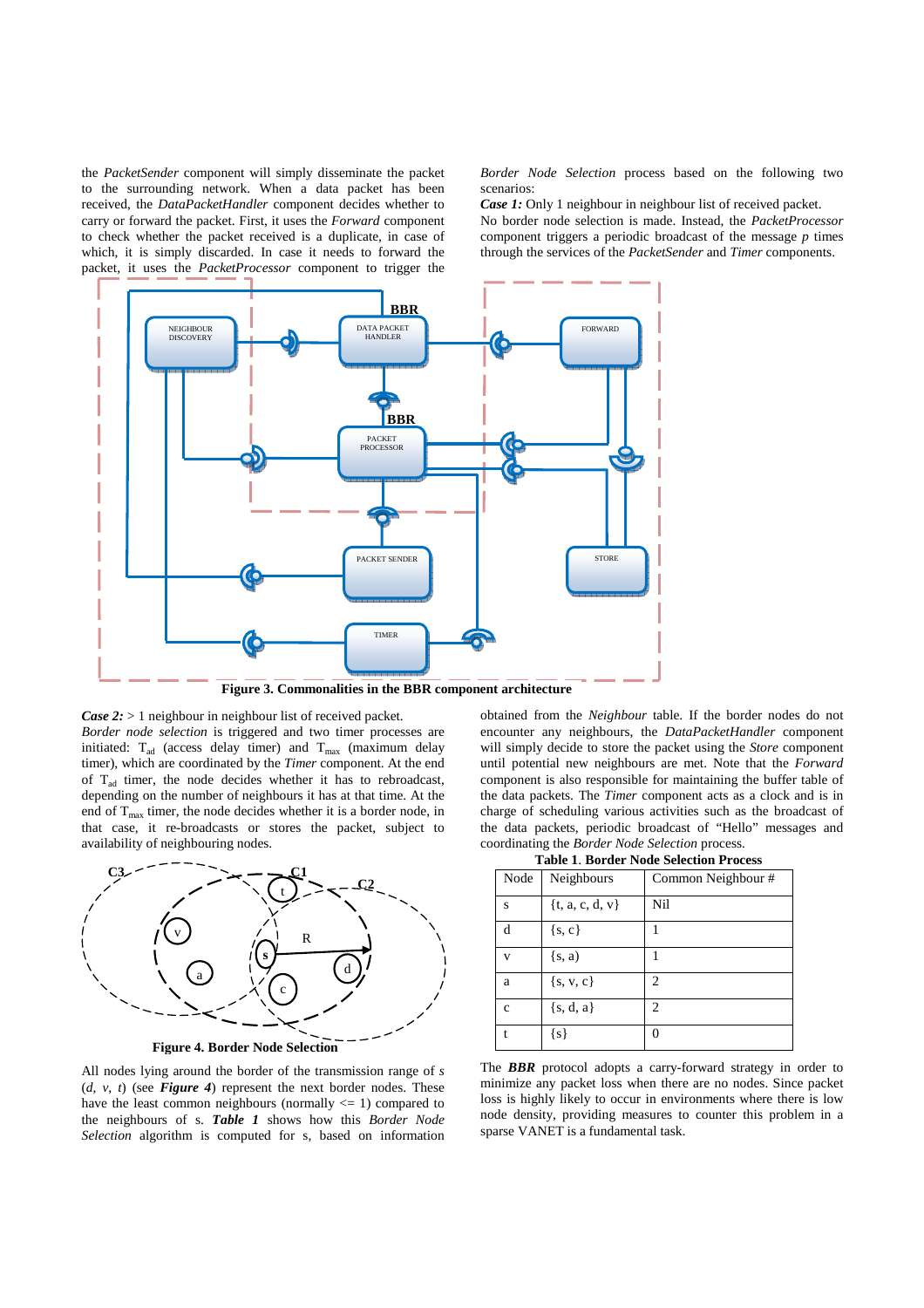the *PacketSender* component will simply disseminate the packet to the surrounding network. When a data packet has been received, the *DataPacketHandler* component decides whether to carry or forward the packet. First, it uses the *Forward* component to check whether the packet received is a duplicate, in case of which, it is simply discarded. In case it needs to forward the packet, it uses the *PacketProcessor* component to trigger the *Border Node Selection* process based on the following two scenarios:

***Case 1:*** Only 1 neighbour in neighbour list of received packet.
No border node selection is made. Instead, the *PacketProcessor* component triggers a periodic broadcast of the message *p* times through the services of the *PacketSender* and *Timer* components.

**Figure 3. Commonalities in the BBR component architecture**

***Case 2:*** > 1 neighbour in neighbour list of received packet.
*Border node selection* is triggered and two timer processes are initiated: $T_{ad}$ (access delay timer) and $T_{max}$ (maximum delay timer), which are coordinated by the *Timer* component. At the end of $T_{ad}$ timer, the node decides whether it has to rebroadcast, depending on the number of neighbours it has at that time. At the end of $T_{max}$ timer, the node decides whether it is a border node, in that case, it re-broadcasts or stores the packet, subject to availability of neighbouring nodes.

**Figure 4. Border Node Selection**

All nodes lying around the border of the transmission range of *s* (*d*, *v*, *t*) (see ***Figure 4***) represent the next border nodes. These have the least common neighbours (normally <= 1) compared to the neighbours of s. ***Table 1*** shows how this *Border Node Selection* algorithm is computed for s, based on information obtained from the *Neighbour* table. If the border nodes do not encounter any neighbours, the *DataPacketHandler* component will simply decide to store the packet using the *Store* component until potential new neighbours are met. Note that the *Forward* component is also responsible for maintaining the buffer table of the data packets. The *Timer* component acts as a clock and is in charge of scheduling various activities such as the broadcast of the data packets, periodic broadcast of "Hello" messages and coordinating the *Border Node Selection* process.

**Table 1**. **Border Node Selection Process**

| Node | Neighbours | Common Neighbour # |
|---|---|---|
| s | {t, a, c, d, v} | Nil |
| d | {s, c} | 1 |
| v | {s, a} | 1 |
| a | {s, v, c} | 2 |
| c | {s, d, a} | 2 |
| t | {s} | 0 |

The ***BBR*** protocol adopts a carry-forward strategy in order to minimize any packet loss when there are no nodes. Since packet loss is highly likely to occur in environments where there is low node density, providing measures to counter this problem in a sparse VANET is a fundamental task.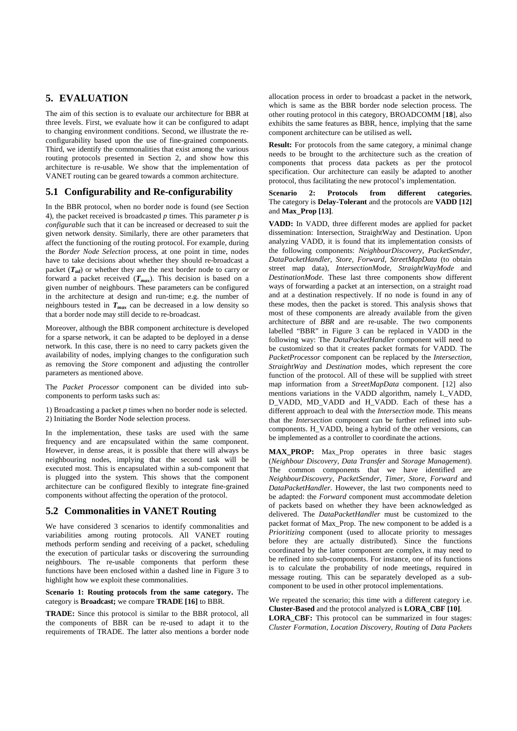## 5. EVALUATION

The aim of this section is to evaluate our architecture for BBR at three levels. First, we evaluate how it can be configured to adapt to changing environment conditions. Second, we illustrate the re-configurability based upon the use of fine-grained components. Third, we identify the commonalities that exist among the various routing protocols presented in Section 2, and show how this architecture is re-usable. We show that the implementation of VANET routing can be geared towards a common architecture.

### 5.1 Configurability and Re-configurability

In the BBR protocol, when no border node is found (see Section 4), the packet received is broadcasted *p* times. This parameter *p* is *configurable* such that it can be increased or decreased to suit the given network density. Similarly, there are other parameters that affect the functioning of the routing protocol. For example, during the *Border Node Selection* process, at one point in time, nodes have to take decisions about whether they should re-broadcast a packet ($T_{ad}$) or whether they are the next border node to carry or forward a packet received ($T_{max}$). This decision is based on a given number of neighbours. These parameters can be configured in the architecture at design and run-time; e.g. the number of neighbours tested in $T_{max}$ can be decreased in a low density so that a border node may still decide to re-broadcast.

Moreover, although the BBR component architecture is developed for a sparse network, it can be adapted to be deployed in a dense network. In this case, there is no need to carry packets given the availability of nodes, implying changes to the configuration such as removing the *Store* component and adjusting the controller parameters as mentioned above.

The *Packet Processor* component can be divided into sub-components to perform tasks such as:

1) Broadcasting a packet *p* times when no border node is selected.
2) Initiating the Border Node selection process.

In the implementation, these tasks are used with the same frequency and are encapsulated within the same component. However, in dense areas, it is possible that there will always be neighbouring nodes, implying that the second task will be executed most. This is encapsulated within a sub-component that is plugged into the system. This shows that the component architecture can be configured flexibly to integrate fine-grained components without affecting the operation of the protocol.

### 5.2 Commonalities in VANET Routing

We have considered 3 scenarios to identify commonalities and variabilities among routing protocols. All VANET routing methods perform sending and receiving of a packet, scheduling the execution of particular tasks or discovering the surrounding neighbours. The re-usable components that perform these functions have been enclosed within a dashed line in Figure 3 to highlight how we exploit these commonalities.

**Scenario 1: Routing protocols from the same category.** The category is **Broadcast;** we compare **TRADE [16]** to BBR.

**TRADE:** Since this protocol is similar to the BBR protocol, all the components of BBR can be re-used to adapt it to the requirements of TRADE. The latter also mentions a border node allocation process in order to broadcast a packet in the network, which is same as the BBR border node selection process. The other routing protocol in this category, BROADCOMM [**18**], also exhibits the same features as BBR, hence, implying that the same component architecture can be utilised as well**.**

**Result:** For protocols from the same category, a minimal change needs to be brought to the architecture such as the creation of components that process data packets as per the protocol specification. Our architecture can easily be adapted to another protocol, thus facilitating the new protocol's implementation.

**Scenario 2: Protocols from different categories.** The category is **Delay-Tolerant** and the protocols are **VADD [12]** and **Max_Prop [13]**.

**VADD:** In VADD, three different modes are applied for packet dissemination: Intersection, StraightWay and Destination. Upon analyzing VADD, it is found that its implementation consists of the following components: *NeighbourDiscovery*, *PacketSender*, *DataPacketHandler*, *Store, Forward*, *StreetMapData* (to obtain street map data), *IntersectionMode*, *StraightWayMode* and *DestinationMode*. These last three components show different ways of forwarding a packet at an intersection, on a straight road and at a destination respectively. If no node is found in any of these modes, then the packet is stored. This analysis shows that most of these components are already available from the given architecture of *BBR* and are re-usable. The two components labelled "BBR" in Figure 3 can be replaced in VADD in the following way: The *DataPacketHandler* component will need to be customized so that it creates packet formats for VADD. The *PacketProcessor* component can be replaced by the *Intersection, StraightWay* and *Destination* modes, which represent the core function of the protocol. All of these will be supplied with street map information from a *StreetMapData* component. [12] also mentions variations in the VADD algorithm, namely L_VADD, D_VADD, MD_VADD and H_VADD. Each of these has a different approach to deal with the *Intersection* mode. This means that the *Intersection* component can be further refined into sub-components. H_VADD, being a hybrid of the other versions, can be implemented as a controller to coordinate the actions.

**MAX_PROP:** Max_Prop operates in three basic stages (*Neighbour Discovery*, *Data Transfer* and *Storage Management*). The common components that we have identified are *NeighbourDiscovery*, *PacketSender*, *Timer*, *Store*, *Forward* and *DataPacketHandler*. However, the last two components need to be adapted: the *Forward* component must accommodate deletion of packets based on whether they have been acknowledged as delivered. The *DataPacketHandler* must be customized to the packet format of Max_Prop. The new component to be added is a *Prioritizing* component (used to allocate priority to messages before they are actually distributed). Since the functions coordinated by the latter component are complex, it may need to be refined into sub-components. For instance, one of its functions is to calculate the probability of node meetings, required in message routing. This can be separately developed as a sub-component to be used in other protocol implementations.

We repeated the scenario; this time with a different category i.e. **Cluster-Based** and the protocol analyzed is **LORA_CBF [10]**.

**LORA_CBF:** This protocol can be summarized in four stages: *Cluster Formation*, *Location Discovery*, *Routing* of *Data Packets*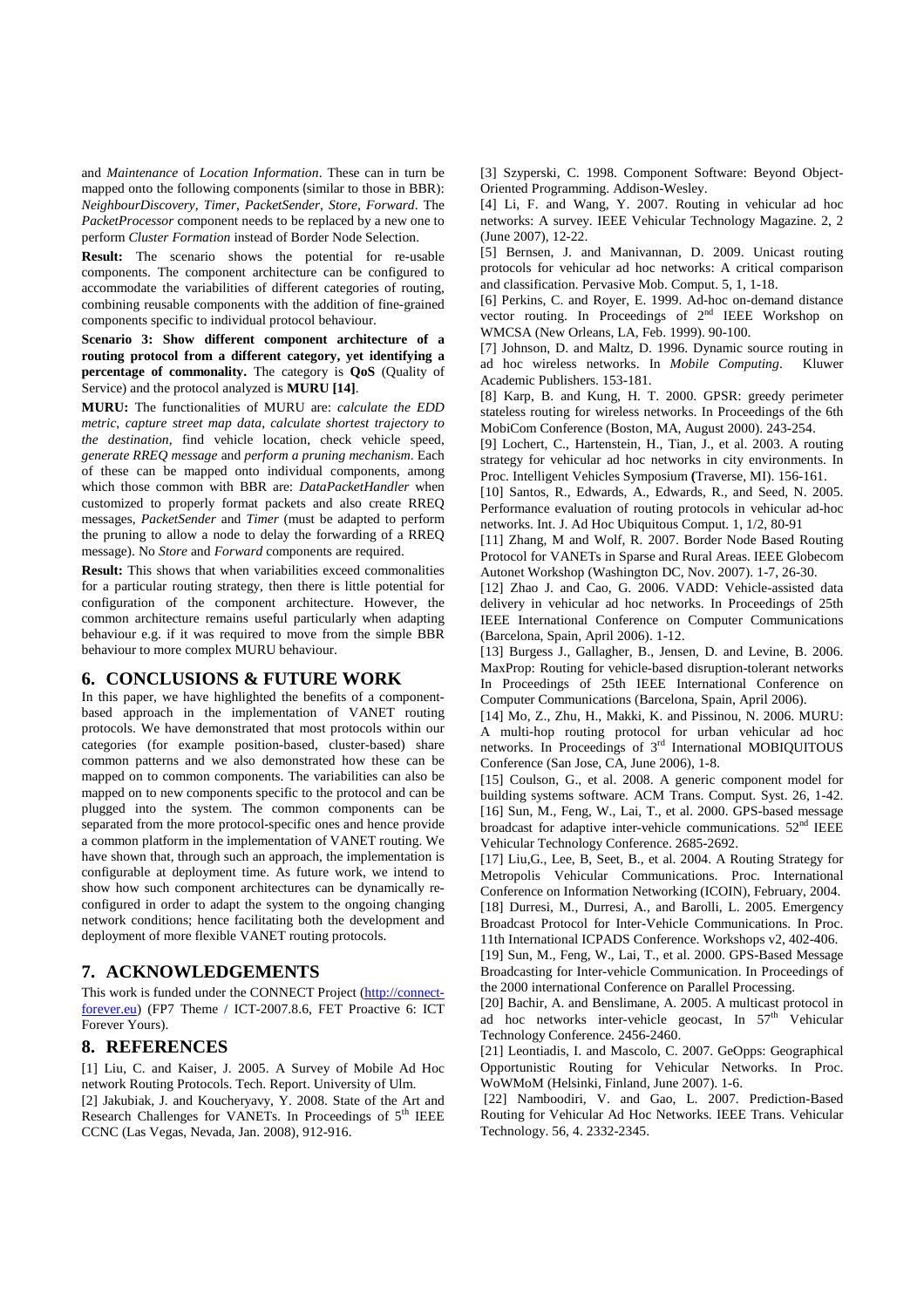and *Maintenance* of *Location Information*. These can in turn be mapped onto the following components (similar to those in BBR): *NeighbourDiscovery*, *Timer*, *PacketSender*, *Store*, *Forward*. The *PacketProcessor* component needs to be replaced by a new one to perform *Cluster Formation* instead of Border Node Selection.

**Result:** The scenario shows the potential for re-usable components. The component architecture can be configured to accommodate the variabilities of different categories of routing, combining reusable components with the addition of fine-grained components specific to individual protocol behaviour.

**Scenario 3: Show different component architecture of a routing protocol from a different category, yet identifying a percentage of commonality.** The category is **QoS** (Quality of Service) and the protocol analyzed is **MURU [14]**.

**MURU:** The functionalities of MURU are: *calculate the EDD metric*, *capture street map data*, *calculate shortest trajectory to the destination*, find vehicle location, check vehicle speed, *generate RREQ message* and *perform a pruning mechanism*. Each of these can be mapped onto individual components, among which those common with BBR are: *DataPacketHandler* when customized to properly format packets and also create RREQ messages, *PacketSender* and *Timer* (must be adapted to perform the pruning to allow a node to delay the forwarding of a RREQ message). No *Store* and *Forward* components are required.

**Result:** This shows that when variabilities exceed commonalities for a particular routing strategy, then there is little potential for configuration of the component architecture. However, the common architecture remains useful particularly when adapting behaviour e.g. if it was required to move from the simple BBR behaviour to more complex MURU behaviour.

## 6. CONCLUSIONS & FUTURE WORK

In this paper, we have highlighted the benefits of a component-based approach in the implementation of VANET routing protocols. We have demonstrated that most protocols within our categories (for example position-based, cluster-based) share common patterns and we also demonstrated how these can be mapped on to common components. The variabilities can also be mapped on to new components specific to the protocol and can be plugged into the system. The common components can be separated from the more protocol-specific ones and hence provide a common platform in the implementation of VANET routing. We have shown that, through such an approach, the implementation is configurable at deployment time. As future work, we intend to show how such component architectures can be dynamically re-configured in order to adapt the system to the ongoing changing network conditions; hence facilitating both the development and deployment of more flexible VANET routing protocols.

## 7. ACKNOWLEDGEMENTS

This work is funded under the CONNECT Project (http://connect-forever.eu) (FP7 Theme / ICT-2007.8.6, FET Proactive 6: ICT Forever Yours).

## 8. REFERENCES

[1] Liu, C. and Kaiser, J. 2005. A Survey of Mobile Ad Hoc network Routing Protocols. Tech. Report. University of Ulm.

[2] Jakubiak, J. and Koucheryavy, Y. 2008. State of the Art and Research Challenges for VANETs. In Proceedings of 5th IEEE CCNC (Las Vegas, Nevada, Jan. 2008), 912-916.

[3] Szyperski, C. 1998. Component Software: Beyond Object-Oriented Programming. Addison-Wesley.

[4] Li, F. and Wang, Y. 2007. Routing in vehicular ad hoc networks: A survey. IEEE Vehicular Technology Magazine. 2, 2 (June 2007), 12-22.

[5] Bernsen, J. and Manivannan, D. 2009. Unicast routing protocols for vehicular ad hoc networks: A critical comparison and classification. Pervasive Mob. Comput. 5, 1, 1-18.

[6] Perkins, C. and Royer, E. 1999. Ad-hoc on-demand distance vector routing. In Proceedings of 2nd IEEE Workshop on WMCSA (New Orleans, LA, Feb. 1999). 90-100.

[7] Johnson, D. and Maltz, D. 1996. Dynamic source routing in ad hoc wireless networks. In *Mobile Computing*. Kluwer Academic Publishers. 153-181.

[8] Karp, B. and Kung, H. T. 2000. GPSR: greedy perimeter stateless routing for wireless networks. In Proceedings of the 6th MobiCom Conference (Boston, MA, August 2000). 243-254.

[9] Lochert, C., Hartenstein, H., Tian, J., et al. 2003. A routing strategy for vehicular ad hoc networks in city environments. In Proc. Intelligent Vehicles Symposium (Traverse, MI). 156-161.

[10] Santos, R., Edwards, A., Edwards, R., and Seed, N. 2005. Performance evaluation of routing protocols in vehicular ad-hoc networks. Int. J. Ad Hoc Ubiquitous Comput. 1, 1/2, 80-91

[11] Zhang, M and Wolf, R. 2007. Border Node Based Routing Protocol for VANETs in Sparse and Rural Areas. IEEE Globecom Autonet Workshop (Washington DC, Nov. 2007). 1-7, 26-30.

[12] Zhao J. and Cao, G. 2006. VADD: Vehicle-assisted data delivery in vehicular ad hoc networks. In Proceedings of 25th IEEE International Conference on Computer Communications (Barcelona, Spain, April 2006). 1-12.

[13] Burgess J., Gallagher, B., Jensen, D. and Levine, B. 2006. MaxProp: Routing for vehicle-based disruption-tolerant networks In Proceedings of 25th IEEE International Conference on Computer Communications (Barcelona, Spain, April 2006).

[14] Mo, Z., Zhu, H., Makki, K. and Pissinou, N. 2006. MURU: A multi-hop routing protocol for urban vehicular ad hoc networks. In Proceedings of 3rd International MOBIQUITOUS Conference (San Jose, CA, June 2006), 1-8.

[15] Coulson, G., et al. 2008. A generic component model for building systems software. ACM Trans. Comput. Syst. 26, 1-42.

[16] Sun, M., Feng, W., Lai, T., et al. 2000. GPS-based message broadcast for adaptive inter-vehicle communications. 52nd IEEE Vehicular Technology Conference. 2685-2692.

[17] Liu,G., Lee, B, Seet, B., et al. 2004. A Routing Strategy for Metropolis Vehicular Communications. Proc. International Conference on Information Networking (ICOIN), February, 2004.

[18] Durresi, M., Durresi, A., and Barolli, L. 2005. Emergency Broadcast Protocol for Inter-Vehicle Communications. In Proc. 11th International ICPADS Conference. Workshops v2, 402-406.

[19] Sun, M., Feng, W., Lai, T., et al. 2000. GPS-Based Message Broadcasting for Inter-vehicle Communication. In Proceedings of the 2000 international Conference on Parallel Processing.

[20] Bachir, A. and Benslimane, A. 2005. A multicast protocol in ad hoc networks inter-vehicle geocast, In 57th Vehicular Technology Conference. 2456-2460.

[21] Leontiadis, I. and Mascolo, C. 2007. GeOpps: Geographical Opportunistic Routing for Vehicular Networks. In Proc. WoWMoM (Helsinki, Finland, June 2007). 1-6.

[22] Namboodiri, V. and Gao, L. 2007. Prediction-Based Routing for Vehicular Ad Hoc Networks. IEEE Trans. Vehicular Technology. 56, 4. 2332-2345.